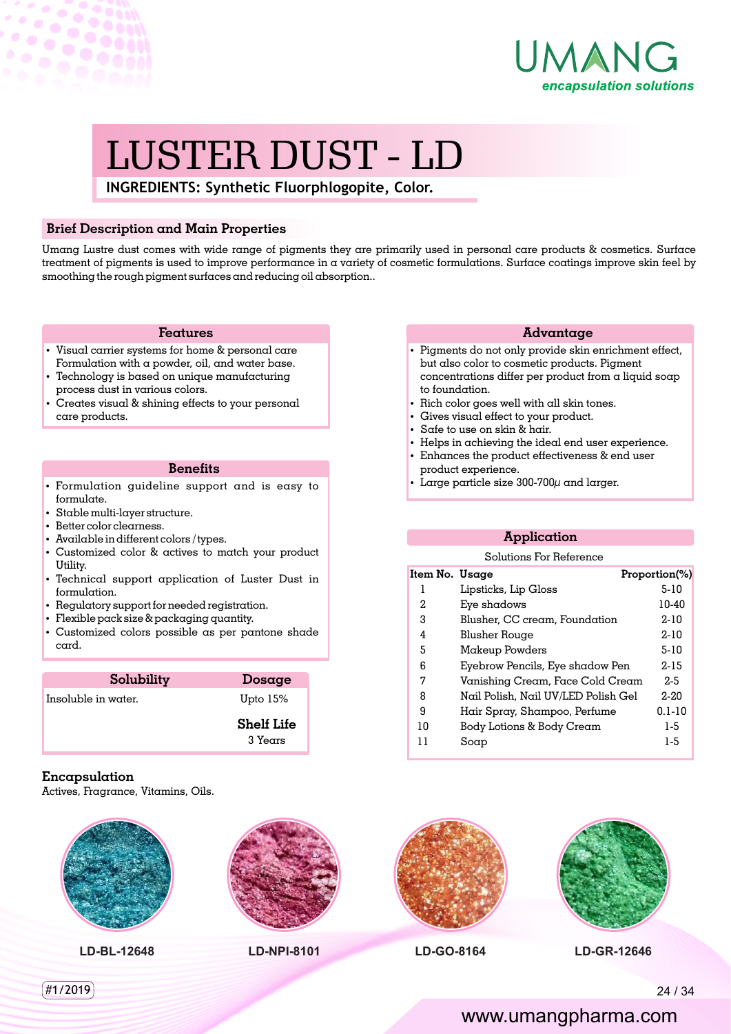UMANG
*encapsulation solutions*

# LUSTER DUST - LD

**INGREDIENTS: Synthetic Fluorphlogopite, Color.**

## Brief Description and Main Properties

Umang Lustre dust comes with wide range of pigments they are primarily used in personal care products & cosmetics. Surface treatment of pigments is used to improve performance in a variety of cosmetic formulations. Surface coatings improve skin feel by smoothing the rough pigment surfaces and reducing oil absorption..

### Features

- Visual carrier systems for home & personal care Formulation with a powder, oil, and water base.
- Technology is based on unique manufacturing process dust in various colors.
- Creates visual & shining effects to your personal care products.

### Benefits

- Formulation guideline support and is easy to formulate.
- Stable multi-layer structure.
- Better color clearness.
- Available in different colors / types.
- Customized color & actives to match your product Utility.
- Technical support application of Luster Dust in formulation.
- Regulatory support for needed registration.
- Flexible pack size & packaging quantity.
- Customized colors possible as per pantone shade card.

| Solubility | Dosage |
|---|---|
| Insoluble in water. | Upto 15% |

**Shelf Life**
3 Years

### Advantage

- Pigments do not only provide skin enrichment effect, but also color to cosmetic products. Pigment concentrations differ per product from a liquid soap to foundation.
- Rich color goes well with all skin tones.
- Gives visual effect to your product.
- Safe to use on skin & hair.
- Helps in achieving the ideal end user experience.
- Enhances the product effectiveness & end user product experience.
- Large particle size 300-700$\mu$ and larger.

### Application

Solutions For Reference

| Item No. | Usage | Proportion(%) |
|---|---|---|
| 1 | Lipsticks, Lip Gloss | 5-10 |
| 2 | Eye shadows | 10-40 |
| 3 | Blusher, CC cream, Foundation | 2-10 |
| 4 | Blusher Rouge | 2-10 |
| 5 | Makeup Powders | 5-10 |
| 6 | Eyebrow Pencils, Eye shadow Pen | 2-15 |
| 7 | Vanishing Cream, Face Cold Cream | 2-5 |
| 8 | Nail Polish, Nail UV/LED Polish Gel | 2-20 |
| 9 | Hair Spray, Shampoo, Perfume | 0.1-10 |
| 10 | Body Lotions & Body Cream | 1-5 |
| 11 | Soap | 1-5 |

### Encapsulation

Actives, Fragrance, Vitamins, Oils.

LD-BL-12648

LD-NPI-8101

LD-GO-8164

LD-GR-12646

#1/2019

www.umangpharma.com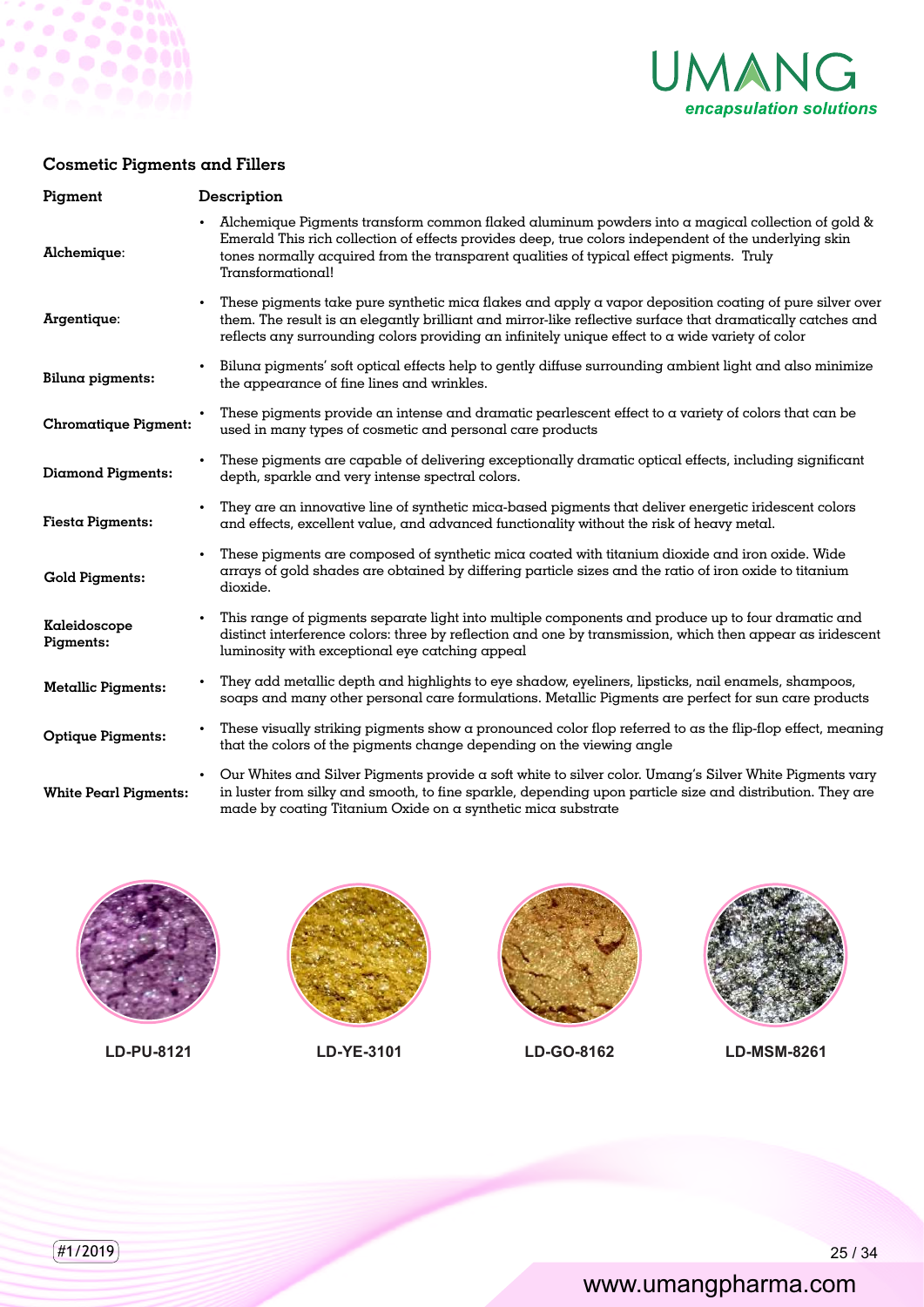## Cosmetic Pigments and Fillers

| Pigment | Description |
|---|---|
| **Alchemique**: | • Alchemique Pigments transform common flaked aluminum powders into a magical collection of gold & Emerald This rich collection of effects provides deep, true colors independent of the underlying skin tones normally acquired from the transparent qualities of typical effect pigments. Truly Transformational! |
| **Argentique**: | • These pigments take pure synthetic mica flakes and apply a vapor deposition coating of pure silver over them. The result is an elegantly brilliant and mirror-like reflective surface that dramatically catches and reflects any surrounding colors providing an infinitely unique effect to a wide variety of color |
| **Biluna pigments:** | • Biluna pigments' soft optical effects help to gently diffuse surrounding ambient light and also minimize the appearance of fine lines and wrinkles. |
| **Chromatique Pigment:** | • These pigments provide an intense and dramatic pearlescent effect to a variety of colors that can be used in many types of cosmetic and personal care products |
| **Diamond Pigments:** | • These pigments are capable of delivering exceptionally dramatic optical effects, including significant depth, sparkle and very intense spectral colors. |
| **Fiesta Pigments:** | • They are an innovative line of synthetic mica-based pigments that deliver energetic iridescent colors and effects, excellent value, and advanced functionality without the risk of heavy metal. |
| **Gold Pigments:** | • These pigments are composed of synthetic mica coated with titanium dioxide and iron oxide. Wide arrays of gold shades are obtained by differing particle sizes and the ratio of iron oxide to titanium dioxide. |
| **Kaleidoscope Pigments:** | • This range of pigments separate light into multiple components and produce up to four dramatic and distinct interference colors: three by reflection and one by transmission, which then appear as iridescent luminosity with exceptional eye catching appeal |
| **Metallic Pigments:** | • They add metallic depth and highlights to eye shadow, eyeliners, lipsticks, nail enamels, shampoos, soaps and many other personal care formulations. Metallic Pigments are perfect for sun care products |
| **Optique Pigments:** | • These visually striking pigments show a pronounced color flop referred to as the flip-flop effect, meaning that the colors of the pigments change depending on the viewing angle |
| **White Pearl Pigments:** | • Our Whites and Silver Pigments provide a soft white to silver color. Umang's Silver White Pigments vary in luster from silky and smooth, to fine sparkle, depending upon particle size and distribution. They are made by coating Titanium Oxide on a synthetic mica substrate |

**LD-PU-8121**

**LD-YE-3101**

**LD-GO-8162**

**LD-MSM-8261**